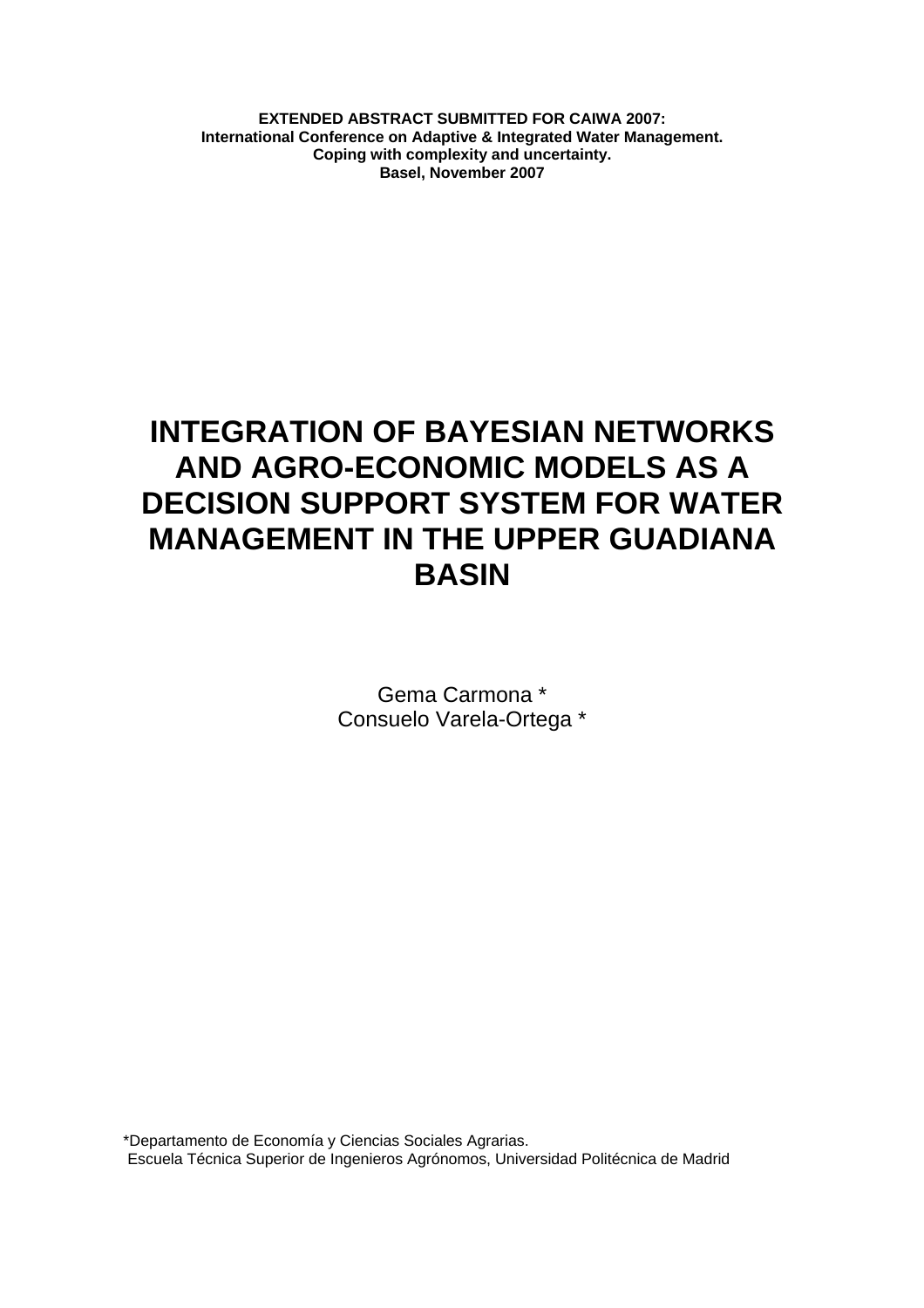**EXTENDED ABSTRACT SUBMITTED FOR CAIWA 2007:**
**International Conference on Adaptive & Integrated Water Management.**
**Coping with complexity and uncertainty.**
**Basel, November 2007**

# INTEGRATION OF BAYESIAN NETWORKS AND AGRO-ECONOMIC MODELS AS A DECISION SUPPORT SYSTEM FOR WATER MANAGEMENT IN THE UPPER GUADIANA BASIN

Gema Carmona *
Consuelo Varela-Ortega *

*Departamento de Economía y Ciencias Sociales Agrarias.
Escuela Técnica Superior de Ingenieros Agrónomos, Universidad Politécnica de Madrid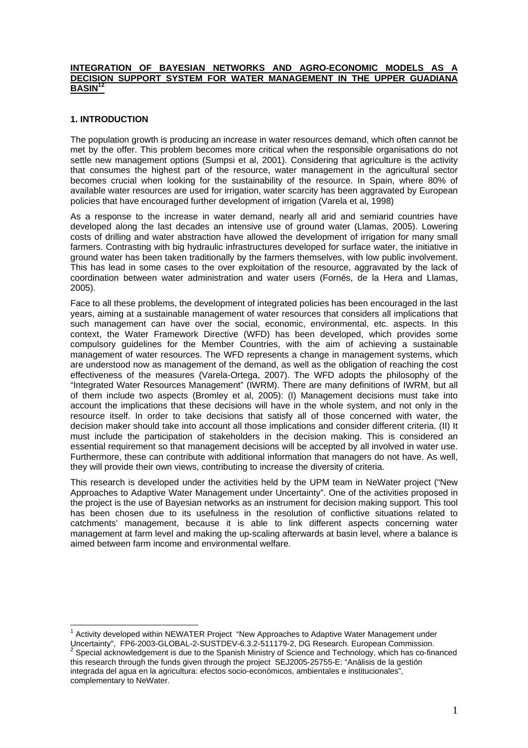**INTEGRATION OF BAYESIAN NETWORKS AND AGRO-ECONOMIC MODELS AS A DECISION SUPPORT SYSTEM FOR WATER MANAGEMENT IN THE UPPER GUADIANA BASIN**[1,2]

## 1. INTRODUCTION

The population growth is producing an increase in water resources demand, which often cannot be met by the offer. This problem becomes more critical when the responsible organisations do not settle new management options (Sumpsi et al, 2001). Considering that agriculture is the activity that consumes the highest part of the resource, water management in the agricultural sector becomes crucial when looking for the sustainability of the resource. In Spain, where 80% of available water resources are used for irrigation, water scarcity has been aggravated by European policies that have encouraged further development of irrigation (Varela et al, 1998)

As a response to the increase in water demand, nearly all arid and semiarid countries have developed along the last decades an intensive use of ground water (Llamas, 2005). Lowering costs of drilling and water abstraction have allowed the development of irrigation for many small farmers. Contrasting with big hydraulic infrastructures developed for surface water, the initiative in ground water has been taken traditionally by the farmers themselves, with low public involvement. This has lead in some cases to the over exploitation of the resource, aggravated by the lack of coordination between water administration and water users (Fornés, de la Hera and Llamas, 2005).

Face to all these problems, the development of integrated policies has been encouraged in the last years, aiming at a sustainable management of water resources that considers all implications that such management can have over the social, economic, environmental, etc. aspects. In this context, the Water Framework Directive (WFD) has been developed, which provides some compulsory guidelines for the Member Countries, with the aim of achieving a sustainable management of water resources. The WFD represents a change in management systems, which are understood now as management of the demand, as well as the obligation of reaching the cost effectiveness of the measures (Varela-Ortega, 2007). The WFD adopts the philosophy of the "Integrated Water Resources Management" (IWRM). There are many definitions of IWRM, but all of them include two aspects (Bromley et al, 2005): (I) Management decisions must take into account the implications that these decisions will have in the whole system, and not only in the resource itself. In order to take decisions that satisfy all of those concerned with water, the decision maker should take into account all those implications and consider different criteria. (II) It must include the participation of stakeholders in the decision making. This is considered an essential requirement so that management decisions will be accepted by all involved in water use. Furthermore, these can contribute with additional information that managers do not have. As well, they will provide their own views, contributing to increase the diversity of criteria.

This research is developed under the activities held by the UPM team in NeWater project ("New Approaches to Adaptive Water Management under Uncertainty". One of the activities proposed in the project is the use of Bayesian networks as an instrument for decision making support. This tool has been chosen due to its usefulness in the resolution of conflictive situations related to catchments' management, because it is able to link different aspects concerning water management at farm level and making the up-scaling afterwards at basin level, where a balance is aimed between farm income and environmental welfare.

---

[1] Activity developed within NEWATER Project "New Approaches to Adaptive Water Management under Uncertainty", FP6-2003-GLOBAL-2-SUSTDEV-6.3.2-511179-2, DG Research. European Commission.

[2] Special acknowledgement is due to the Spanish Ministry of Science and Technology, which has co-financed this research through the funds given through the project SEJ2005-25755-E: "Análisis de la gestión integrada del agua en la agricultura: efectos socio-económicos, ambientales e institucionales", complementary to NeWater.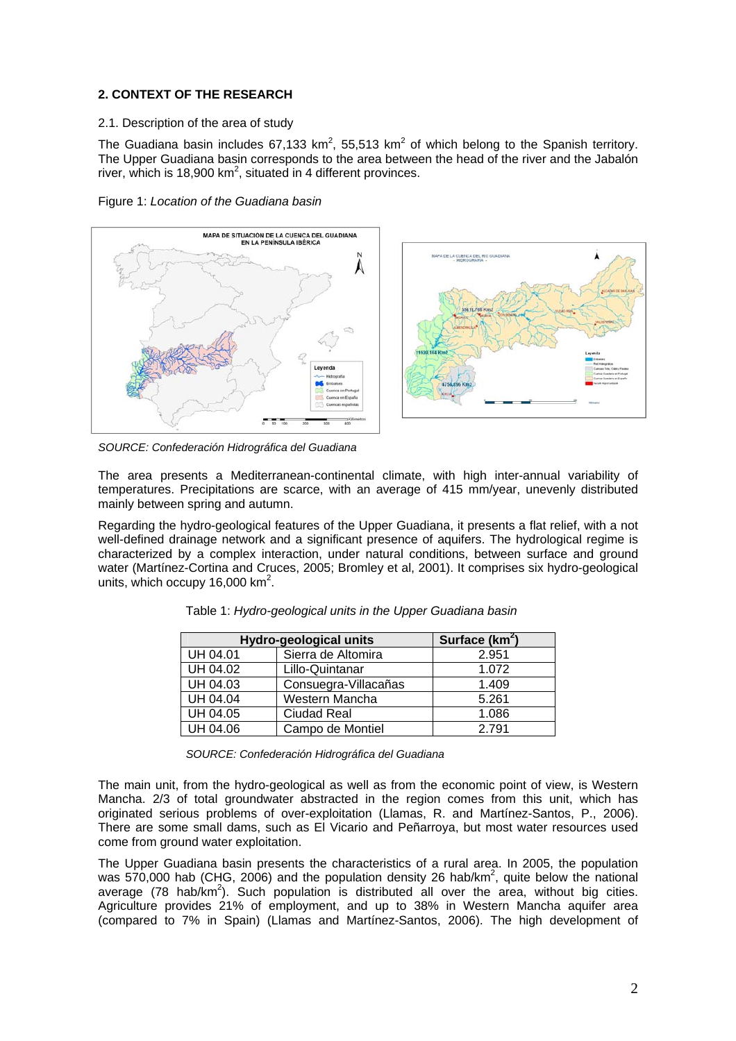## 2. CONTEXT OF THE RESEARCH

2.1. Description of the area of study

The Guadiana basin includes 67,133 km$^2$, 55,513 km$^2$ of which belong to the Spanish territory. The Upper Guadiana basin corresponds to the area between the head of the river and the Jabalón river, which is 18,900 km$^2$, situated in 4 different provinces.

Figure 1: *Location of the Guadiana basin*

*SOURCE: Confederación Hidrográfica del Guadiana*

The area presents a Mediterranean-continental climate, with high inter-annual variability of temperatures. Precipitations are scarce, with an average of 415 mm/year, unevenly distributed mainly between spring and autumn.

Regarding the hydro-geological features of the Upper Guadiana, it presents a flat relief, with a not well-defined drainage network and a significant presence of aquifers. The hydrological regime is characterized by a complex interaction, under natural conditions, between surface and ground water (Martínez-Cortina and Cruces, 2005; Bromley et al, 2001). It comprises six hydro-geological units, which occupy 16,000 km$^2$.

Table 1: *Hydro-geological units in the Upper Guadiana basin*

| Hydro-geological units | | Surface (km$^2$) |
|---|---|---|
| UH 04.01 | Sierra de Altomira | 2.951 |
| UH 04.02 | Lillo-Quintanar | 1.072 |
| UH 04.03 | Consuegra-Villacañas | 1.409 |
| UH 04.04 | Western Mancha | 5.261 |
| UH 04.05 | Ciudad Real | 1.086 |
| UH 04.06 | Campo de Montiel | 2.791 |

*SOURCE: Confederación Hidrográfica del Guadiana*

The main unit, from the hydro-geological as well as from the economic point of view, is Western Mancha. 2/3 of total groundwater abstracted in the region comes from this unit, which has originated serious problems of over-exploitation (Llamas, R. and Martínez-Santos, P., 2006). There are some small dams, such as El Vicario and Peñarroya, but most water resources used come from ground water exploitation.

The Upper Guadiana basin presents the characteristics of a rural area. In 2005, the population was 570,000 hab (CHG, 2006) and the population density 26 hab/km$^2$, quite below the national average (78 hab/km$^2$). Such population is distributed all over the area, without big cities. Agriculture provides 21% of employment, and up to 38% in Western Mancha aquifer area (compared to 7% in Spain) (Llamas and Martínez-Santos, 2006). The high development of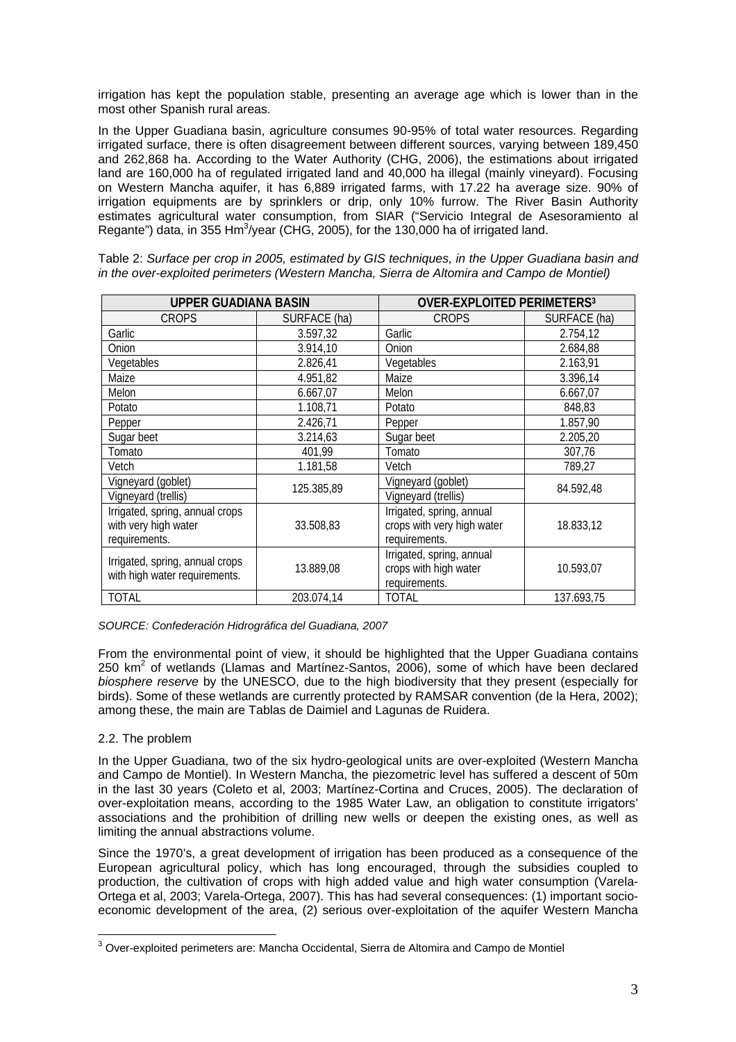irrigation has kept the population stable, presenting an average age which is lower than in the most other Spanish rural areas.

In the Upper Guadiana basin, agriculture consumes 90-95% of total water resources. Regarding irrigated surface, there is often disagreement between different sources, varying between 189,450 and 262,868 ha. According to the Water Authority (CHG, 2006), the estimations about irrigated land are 160,000 ha of regulated irrigated land and 40,000 ha illegal (mainly vineyard). Focusing on Western Mancha aquifer, it has 6,889 irrigated farms, with 17.22 ha average size. 90% of irrigation equipments are by sprinklers or drip, only 10% furrow. The River Basin Authority estimates agricultural water consumption, from SIAR ("Servicio Integral de Asesoramiento al Regante") data, in 355 $Hm^3$/year (CHG, 2005), for the 130,000 ha of irrigated land.

Table 2: *Surface per crop in 2005, estimated by GIS techniques, in the Upper Guadiana basin and in the over-exploited perimeters (Western Mancha, Sierra de Altomira and Campo de Montiel)*

| UPPER GUADIANA BASIN | | OVER-EXPLOITED PERIMETERS[3] | |
|---|---|---|---|
| CROPS | SURFACE (ha) | CROPS | SURFACE (ha) |
| Garlic | 3.597,32 | Garlic | 2.754,12 |
| Onion | 3.914,10 | Onion | 2.684,88 |
| Vegetables | 2.826,41 | Vegetables | 2.163,91 |
| Maize | 4.951,82 | Maize | 3.396,14 |
| Melon | 6.667,07 | Melon | 6.667,07 |
| Potato | 1.108,71 | Potato | 848,83 |
| Pepper | 2.426,71 | Pepper | 1.857,90 |
| Sugar beet | 3.214,63 | Sugar beet | 2.205,20 |
| Tomato | 401,99 | Tomato | 307,76 |
| Vetch | 1.181,58 | Vetch | 789,27 |
| Vigneyard (goblet) / Vigneyard (trellis) | 125.385,89 | Vigneyard (goblet) / Vigneyard (trellis) | 84.592,48 |
| Irrigated, spring, annual crops with very high water requirements. | 33.508,83 | Irrigated, spring, annual crops with very high water requirements. | 18.833,12 |
| Irrigated, spring, annual crops with high water requirements. | 13.889,08 | Irrigated, spring, annual crops with high water requirements. | 10.593,07 |
| TOTAL | 203.074,14 | TOTAL | 137.693,75 |

*SOURCE: Confederación Hidrográfica del Guadiana, 2007*

From the environmental point of view, it should be highlighted that the Upper Guadiana contains 250 $km^2$ of wetlands (Llamas and Martínez-Santos, 2006), some of which have been declared *biosphere reserve* by the UNESCO, due to the high biodiversity that they present (especially for birds). Some of these wetlands are currently protected by RAMSAR convention (de la Hera, 2002); among these, the main are Tablas de Daimiel and Lagunas de Ruidera.

### 2.2. The problem

In the Upper Guadiana, two of the six hydro-geological units are over-exploited (Western Mancha and Campo de Montiel). In Western Mancha, the piezometric level has suffered a descent of 50m in the last 30 years (Coleto et al, 2003; Martínez-Cortina and Cruces, 2005). The declaration of over-exploitation means, according to the 1985 Water Law, an obligation to constitute irrigators' associations and the prohibition of drilling new wells or deepen the existing ones, as well as limiting the annual abstractions volume.

Since the 1970's, a great development of irrigation has been produced as a consequence of the European agricultural policy, which has long encouraged, through the subsidies coupled to production, the cultivation of crops with high added value and high water consumption (Varela-Ortega et al, 2003; Varela-Ortega, 2007). This has had several consequences: (1) important socio-economic development of the area, (2) serious over-exploitation of the aquifer Western Mancha

[3] Over-exploited perimeters are: Mancha Occidental, Sierra de Altomira and Campo de Montiel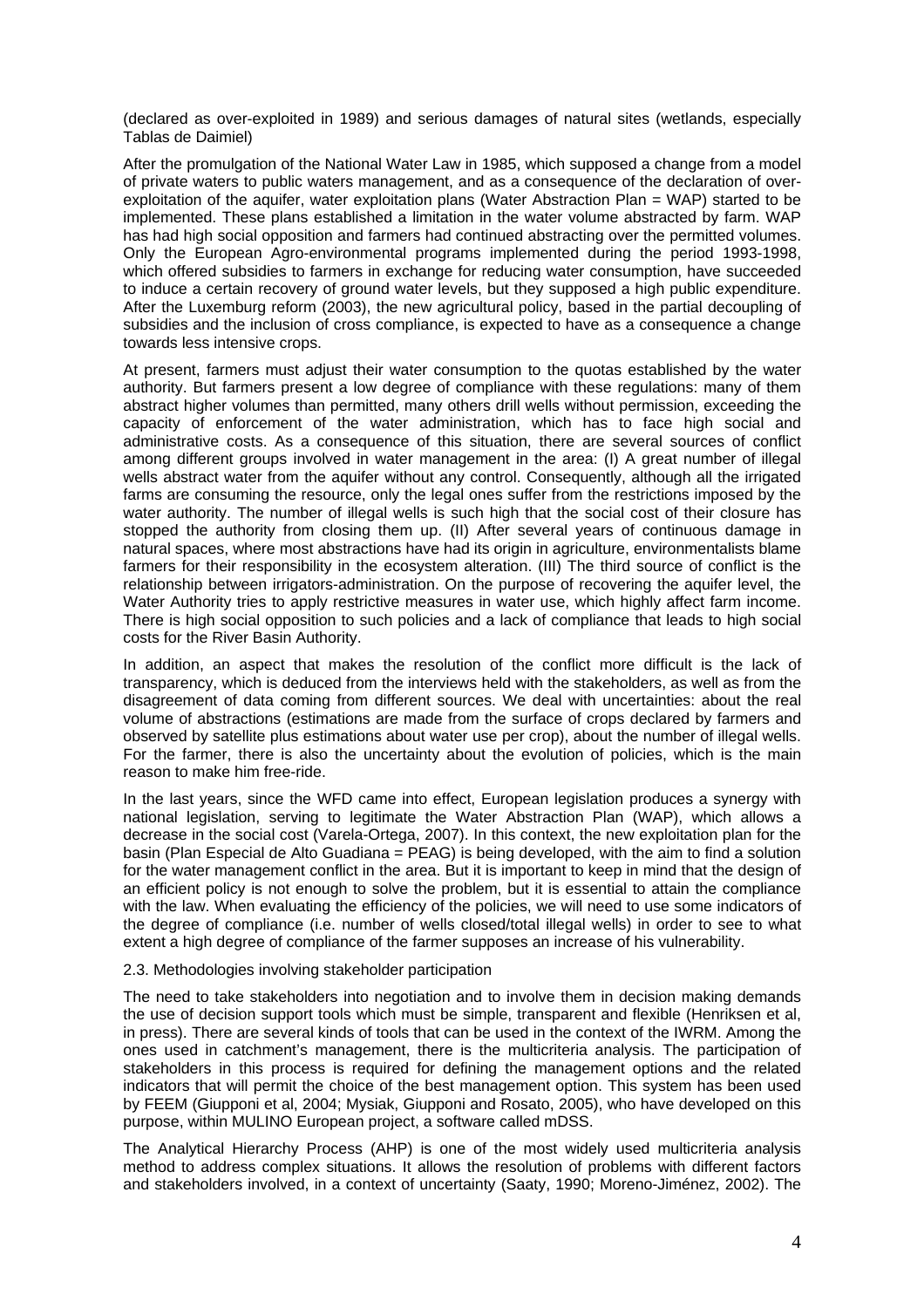(declared as over-exploited in 1989) and serious damages of natural sites (wetlands, especially Tablas de Daimiel)

After the promulgation of the National Water Law in 1985, which supposed a change from a model of private waters to public waters management, and as a consequence of the declaration of over-exploitation of the aquifer, water exploitation plans (Water Abstraction Plan = WAP) started to be implemented. These plans established a limitation in the water volume abstracted by farm. WAP has had high social opposition and farmers had continued abstracting over the permitted volumes. Only the European Agro-environmental programs implemented during the period 1993-1998, which offered subsidies to farmers in exchange for reducing water consumption, have succeeded to induce a certain recovery of ground water levels, but they supposed a high public expenditure. After the Luxemburg reform (2003), the new agricultural policy, based in the partial decoupling of subsidies and the inclusion of cross compliance, is expected to have as a consequence a change towards less intensive crops.

At present, farmers must adjust their water consumption to the quotas established by the water authority. But farmers present a low degree of compliance with these regulations: many of them abstract higher volumes than permitted, many others drill wells without permission, exceeding the capacity of enforcement of the water administration, which has to face high social and administrative costs. As a consequence of this situation, there are several sources of conflict among different groups involved in water management in the area: (I) A great number of illegal wells abstract water from the aquifer without any control. Consequently, although all the irrigated farms are consuming the resource, only the legal ones suffer from the restrictions imposed by the water authority. The number of illegal wells is such high that the social cost of their closure has stopped the authority from closing them up. (II) After several years of continuous damage in natural spaces, where most abstractions have had its origin in agriculture, environmentalists blame farmers for their responsibility in the ecosystem alteration. (III) The third source of conflict is the relationship between irrigators-administration. On the purpose of recovering the aquifer level, the Water Authority tries to apply restrictive measures in water use, which highly affect farm income. There is high social opposition to such policies and a lack of compliance that leads to high social costs for the River Basin Authority.

In addition, an aspect that makes the resolution of the conflict more difficult is the lack of transparency, which is deduced from the interviews held with the stakeholders, as well as from the disagreement of data coming from different sources. We deal with uncertainties: about the real volume of abstractions (estimations are made from the surface of crops declared by farmers and observed by satellite plus estimations about water use per crop), about the number of illegal wells. For the farmer, there is also the uncertainty about the evolution of policies, which is the main reason to make him free-ride.

In the last years, since the WFD came into effect, European legislation produces a synergy with national legislation, serving to legitimate the Water Abstraction Plan (WAP), which allows a decrease in the social cost (Varela-Ortega, 2007). In this context, the new exploitation plan for the basin (Plan Especial de Alto Guadiana = PEAG) is being developed, with the aim to find a solution for the water management conflict in the area. But it is important to keep in mind that the design of an efficient policy is not enough to solve the problem, but it is essential to attain the compliance with the law. When evaluating the efficiency of the policies, we will need to use some indicators of the degree of compliance (i.e. number of wells closed/total illegal wells) in order to see to what extent a high degree of compliance of the farmer supposes an increase of his vulnerability.

### 2.3. Methodologies involving stakeholder participation

The need to take stakeholders into negotiation and to involve them in decision making demands the use of decision support tools which must be simple, transparent and flexible (Henriksen et al, in press). There are several kinds of tools that can be used in the context of the IWRM. Among the ones used in catchment's management, there is the multicriteria analysis. The participation of stakeholders in this process is required for defining the management options and the related indicators that will permit the choice of the best management option. This system has been used by FEEM (Giupponi et al, 2004; Mysiak, Giupponi and Rosato, 2005), who have developed on this purpose, within MULINO European project, a software called mDSS.

The Analytical Hierarchy Process (AHP) is one of the most widely used multicriteria analysis method to address complex situations. It allows the resolution of problems with different factors and stakeholders involved, in a context of uncertainty (Saaty, 1990; Moreno-Jiménez, 2002). The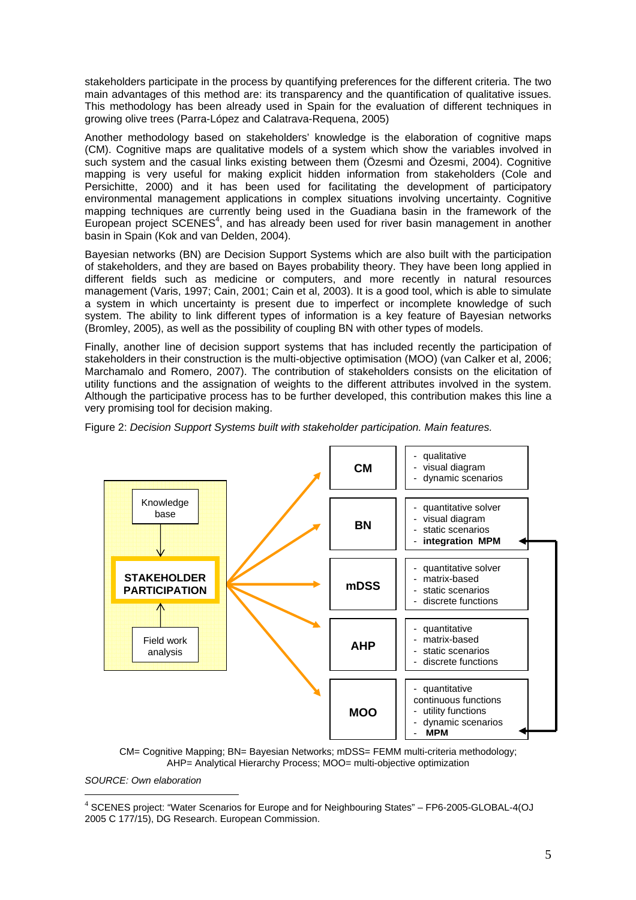stakeholders participate in the process by quantifying preferences for the different criteria. The two main advantages of this method are: its transparency and the quantification of qualitative issues. This methodology has been already used in Spain for the evaluation of different techniques in growing olive trees (Parra-López and Calatrava-Requena, 2005)

Another methodology based on stakeholders' knowledge is the elaboration of cognitive maps (CM). Cognitive maps are qualitative models of a system which show the variables involved in such system and the casual links existing between them (Özesmi and Özesmi, 2004). Cognitive mapping is very useful for making explicit hidden information from stakeholders (Cole and Persichitte, 2000) and it has been used for facilitating the development of participatory environmental management applications in complex situations involving uncertainty. Cognitive mapping techniques are currently being used in the Guadiana basin in the framework of the European project SCENES[4], and has already been used for river basin management in another basin in Spain (Kok and van Delden, 2004).

Bayesian networks (BN) are Decision Support Systems which are also built with the participation of stakeholders, and they are based on Bayes probability theory. They have been long applied in different fields such as medicine or computers, and more recently in natural resources management (Varis, 1997; Cain, 2001; Cain et al, 2003). It is a good tool, which is able to simulate a system in which uncertainty is present due to imperfect or incomplete knowledge of such system. The ability to link different types of information is a key feature of Bayesian networks (Bromley, 2005), as well as the possibility of coupling BN with other types of models.

Finally, another line of decision support systems that has included recently the participation of stakeholders in their construction is the multi-objective optimisation (MOO) (van Calker et al, 2006; Marchamalo and Romero, 2007). The contribution of stakeholders consists on the elicitation of utility functions and the assignation of weights to the different attributes involved in the system. Although the participative process has to be further developed, this contribution makes this line a very promising tool for decision making.

Figure 2: *Decision Support Systems built with stakeholder participation. Main features.*

Knowledge base → **STAKEHOLDER PARTICIPATION** ← Field work analysis

| Method | Main features |
|---|---|
| **CM** | - qualitative<br>- visual diagram<br>- dynamic scenarios |
| **BN** | - quantitative solver<br>- visual diagram<br>- static scenarios<br>- **integration MPM** |
| **mDSS** | - quantitative solver<br>- matrix-based<br>- static scenarios<br>- discrete functions |
| **AHP** | - quantitative<br>- matrix-based<br>- static scenarios<br>- discrete functions |
| **MOO** | - quantitative continuous functions<br>- utility functions<br>- dynamic scenarios<br>- **MPM** |

CM= Cognitive Mapping; BN= Bayesian Networks; mDSS= FEMM multi-criteria methodology; AHP= Analytical Hierarchy Process; MOO= multi-objective optimization

*SOURCE: Own elaboration*

---

[4] SCENES project: "Water Scenarios for Europe and for Neighbouring States" – FP6-2005-GLOBAL-4(OJ 2005 C 177/15), DG Research. European Commission.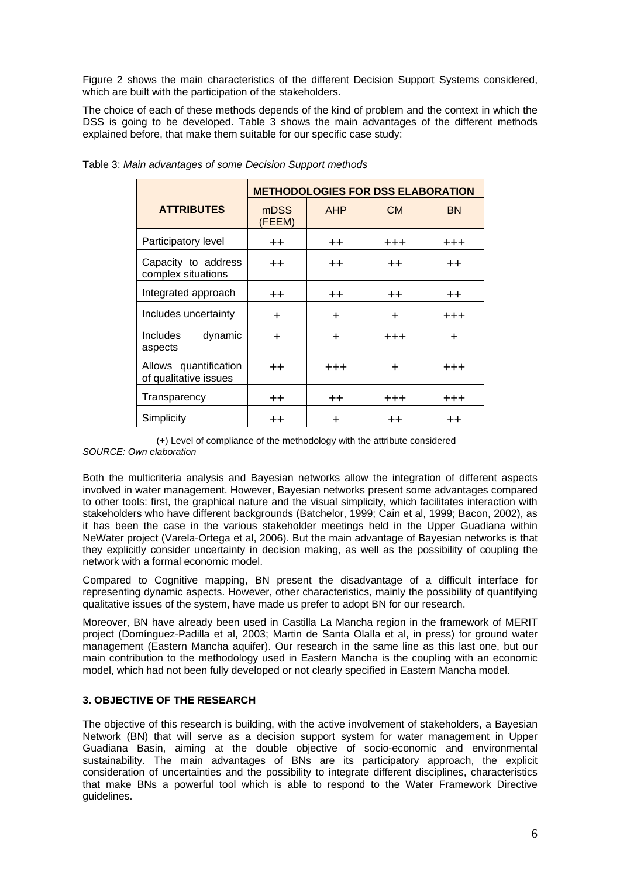Figure 2 shows the main characteristics of the different Decision Support Systems considered, which are built with the participation of the stakeholders.

The choice of each of these methods depends of the kind of problem and the context in which the DSS is going to be developed. Table 3 shows the main advantages of the different methods explained before, that make them suitable for our specific case study:

Table 3: *Main advantages of some Decision Support methods*

| **ATTRIBUTES** | **METHODOLOGIES FOR DSS ELABORATION** | | | |
|---|---|---|---|---|
| | mDSS (FEEM) | AHP | CM | BN |
| Participatory level | ++ | ++ | +++ | +++ |
| Capacity to address complex situations | ++ | ++ | ++ | ++ |
| Integrated approach | ++ | ++ | ++ | ++ |
| Includes uncertainty | + | + | + | +++ |
| Includes dynamic aspects | + | + | +++ | + |
| Allows quantification of qualitative issues | ++ | +++ | + | +++ |
| Transparency | ++ | ++ | +++ | +++ |
| Simplicity | ++ | + | ++ | ++ |

(+) Level of compliance of the methodology with the attribute considered

*SOURCE: Own elaboration*

Both the multicriteria analysis and Bayesian networks allow the integration of different aspects involved in water management. However, Bayesian networks present some advantages compared to other tools: first, the graphical nature and the visual simplicity, which facilitates interaction with stakeholders who have different backgrounds (Batchelor, 1999; Cain et al, 1999; Bacon, 2002), as it has been the case in the various stakeholder meetings held in the Upper Guadiana within NeWater project (Varela-Ortega et al, 2006). But the main advantage of Bayesian networks is that they explicitly consider uncertainty in decision making, as well as the possibility of coupling the network with a formal economic model.

Compared to Cognitive mapping, BN present the disadvantage of a difficult interface for representing dynamic aspects. However, other characteristics, mainly the possibility of quantifying qualitative issues of the system, have made us prefer to adopt BN for our research.

Moreover, BN have already been used in Castilla La Mancha region in the framework of MERIT project (Domínguez-Padilla et al, 2003; Martin de Santa Olalla et al, in press) for ground water management (Eastern Mancha aquifer). Our research in the same line as this last one, but our main contribution to the methodology used in Eastern Mancha is the coupling with an economic model, which had not been fully developed or not clearly specified in Eastern Mancha model.

## 3. OBJECTIVE OF THE RESEARCH

The objective of this research is building, with the active involvement of stakeholders, a Bayesian Network (BN) that will serve as a decision support system for water management in Upper Guadiana Basin, aiming at the double objective of socio-economic and environmental sustainability. The main advantages of BNs are its participatory approach, the explicit consideration of uncertainties and the possibility to integrate different disciplines, characteristics that make BNs a powerful tool which is able to respond to the Water Framework Directive guidelines.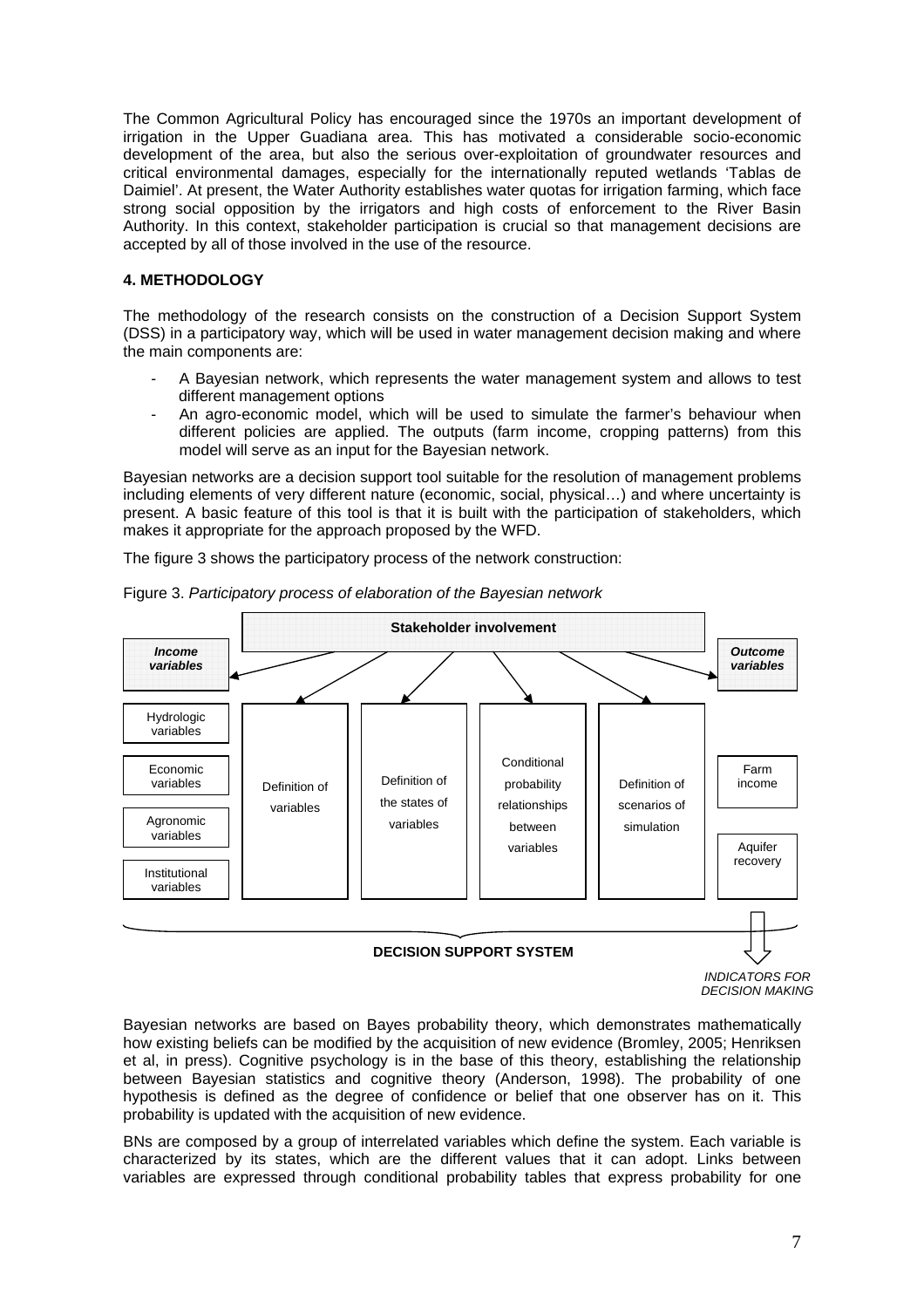The Common Agricultural Policy has encouraged since the 1970s an important development of irrigation in the Upper Guadiana area. This has motivated a considerable socio-economic development of the area, but also the serious over-exploitation of groundwater resources and critical environmental damages, especially for the internationally reputed wetlands 'Tablas de Daimiel'. At present, the Water Authority establishes water quotas for irrigation farming, which face strong social opposition by the irrigators and high costs of enforcement to the River Basin Authority. In this context, stakeholder participation is crucial so that management decisions are accepted by all of those involved in the use of the resource.

## 4. METHODOLOGY

The methodology of the research consists on the construction of a Decision Support System (DSS) in a participatory way, which will be used in water management decision making and where the main components are:

- A Bayesian network, which represents the water management system and allows to test different management options
- An agro-economic model, which will be used to simulate the farmer's behaviour when different policies are applied. The outputs (farm income, cropping patterns) from this model will serve as an input for the Bayesian network.

Bayesian networks are a decision support tool suitable for the resolution of management problems including elements of very different nature (economic, social, physical…) and where uncertainty is present. A basic feature of this tool is that it is built with the participation of stakeholders, which makes it appropriate for the approach proposed by the WFD.

The figure 3 shows the participatory process of the network construction:

Figure 3. *Participatory process of elaboration of the Bayesian network*

**Stakeholder involvement**

| ***Income variables*** | | | | | ***Outcome variables*** |
|---|---|---|---|---|---|
| Hydrologic variables | Definition of variables | Definition of the states of variables | Conditional probability relationships between variables | Definition of scenarios of simulation | Farm income |
| Economic variables | | | | | Aquifer recovery |
| Agronomic variables | | | | | |
| Institutional variables | | | | | |

**DECISION SUPPORT SYSTEM**

*INDICATORS FOR DECISION MAKING*

Bayesian networks are based on Bayes probability theory, which demonstrates mathematically how existing beliefs can be modified by the acquisition of new evidence (Bromley, 2005; Henriksen et al, in press). Cognitive psychology is in the base of this theory, establishing the relationship between Bayesian statistics and cognitive theory (Anderson, 1998). The probability of one hypothesis is defined as the degree of confidence or belief that one observer has on it. This probability is updated with the acquisition of new evidence.

BNs are composed by a group of interrelated variables which define the system. Each variable is characterized by its states, which are the different values that it can adopt. Links between variables are expressed through conditional probability tables that express probability for one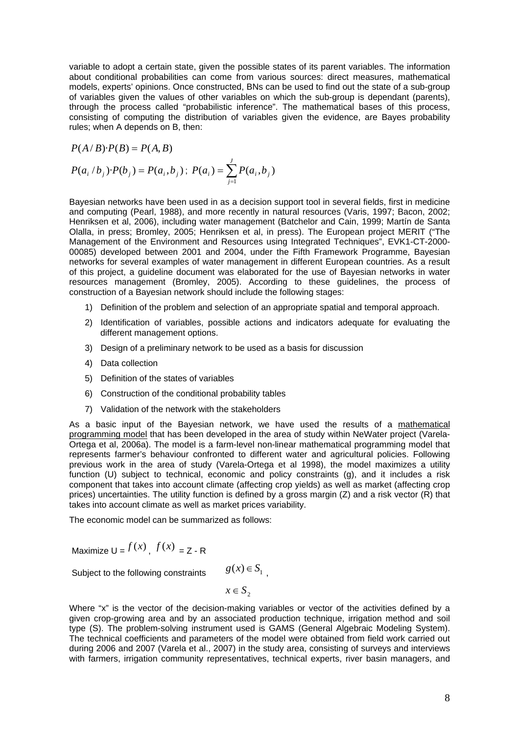variable to adopt a certain state, given the possible states of its parent variables. The information about conditional probabilities can come from various sources: direct measures, mathematical models, experts' opinions. Once constructed, BNs can be used to find out the state of a sub-group of variables given the values of other variables on which the sub-group is dependant (parents), through the process called "probabilistic inference". The mathematical bases of this process, consisting of computing the distribution of variables given the evidence, are Bayes probability rules; when A depends on B, then:

$$P(A/B)\cdot P(B) = P(A,B)$$

$$P(a_i/b_j)\cdot P(b_j) = P(a_i,b_j)\,;\; P(a_i) = \sum_{j=1}^{J} P(a_i,b_j)$$

Bayesian networks have been used in as a decision support tool in several fields, first in medicine and computing (Pearl, 1988), and more recently in natural resources (Varis, 1997; Bacon, 2002; Henriksen et al, 2006), including water management (Batchelor and Cain, 1999; Martín de Santa Olalla, in press; Bromley, 2005; Henriksen et al, in press). The European project MERIT ("The Management of the Environment and Resources using Integrated Techniques", EVK1-CT-2000-00085) developed between 2001 and 2004, under the Fifth Framework Programme, Bayesian networks for several examples of water management in different European countries. As a result of this project, a guideline document was elaborated for the use of Bayesian networks in water resources management (Bromley, 2005). According to these guidelines, the process of construction of a Bayesian network should include the following stages:

1) Definition of the problem and selection of an appropriate spatial and temporal approach.
2) Identification of variables, possible actions and indicators adequate for evaluating the different management options.
3) Design of a preliminary network to be used as a basis for discussion
4) Data collection
5) Definition of the states of variables
6) Construction of the conditional probability tables
7) Validation of the network with the stakeholders

As a basic input of the Bayesian network, we have used the results of a mathematical programming model that has been developed in the area of study within NeWater project (Varela-Ortega et al, 2006a). The model is a farm-level non-linear mathematical programming model that represents farmer's behaviour confronted to different water and agricultural policies. Following previous work in the area of study (Varela-Ortega et al 1998), the model maximizes a utility function (U) subject to technical, economic and policy constraints (g), and it includes a risk component that takes into account climate (affecting crop yields) as well as market (affecting crop prices) uncertainties. The utility function is defined by a gross margin (Z) and a risk vector (R) that takes into account climate as well as market prices variability.

The economic model can be summarized as follows:

Maximize U = $f(x)$, $f(x)$ = Z - R

Subject to the following constraints $\quad g(x) \in S_1$,

$$x \in S_2$$

Where "x" is the vector of the decision-making variables or vector of the activities defined by a given crop-growing area and by an associated production technique, irrigation method and soil type (S). The problem-solving instrument used is GAMS (General Algebraic Modeling System). The technical coefficients and parameters of the model were obtained from field work carried out during 2006 and 2007 (Varela et al., 2007) in the study area, consisting of surveys and interviews with farmers, irrigation community representatives, technical experts, river basin managers, and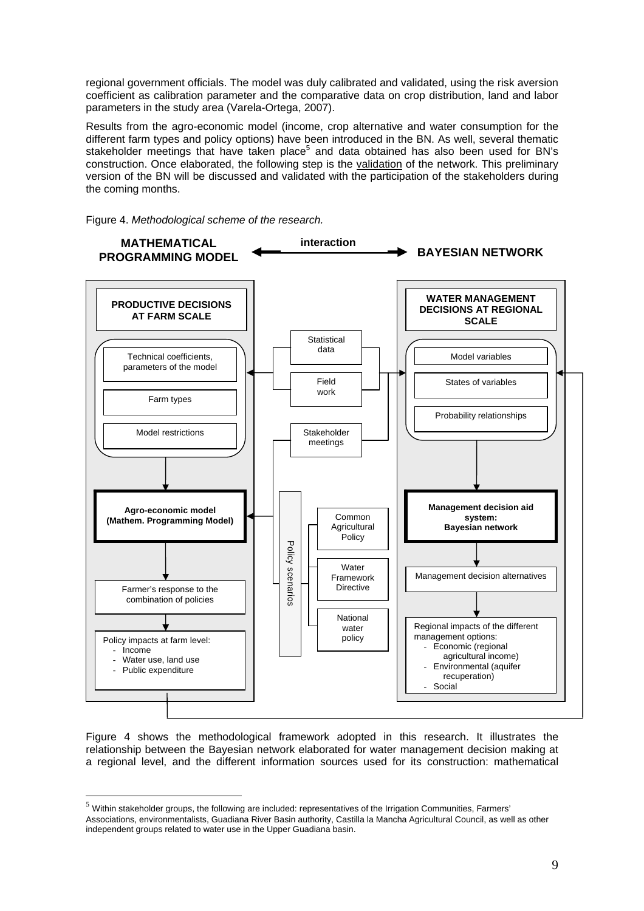regional government officials. The model was duly calibrated and validated, using the risk aversion coefficient as calibration parameter and the comparative data on crop distribution, land and labor parameters in the study area (Varela-Ortega, 2007).

Results from the agro-economic model (income, crop alternative and water consumption for the different farm types and policy options) have been introduced in the BN. As well, several thematic stakeholder meetings that have taken place[5] and data obtained has also been used for BN's construction. Once elaborated, the following step is the validation of the network. This preliminary version of the BN will be discussed and validated with the participation of the stakeholders during the coming months.

Figure 4. *Methodological scheme of the research.*

**MATHEMATICAL PROGRAMMING MODEL** ← interaction → **BAYESIAN NETWORK**

**PRODUCTIVE DECISIONS AT FARM SCALE**

- Technical coefficients, parameters of the model
- Farm types
- Model restrictions

**Agro-economic model (Mathem. Programming Model)**

Farmer's response to the combination of policies

Policy impacts at farm level:
- Income
- Water use, land use
- Public expenditure

Statistical data

Field work

Stakeholder meetings

Policy scenarios
- Common Agricultural Policy
- Water Framework Directive
- National water policy

**WATER MANAGEMENT DECISIONS AT REGIONAL SCALE**

- Model variables
- States of variables
- Probability relationships

**Management decision aid system: Bayesian network**

Management decision alternatives

Regional impacts of the different management options:
- Economic (regional agricultural income)
- Environmental (aquifer recuperation)
- Social

Figure 4 shows the methodological framework adopted in this research. It illustrates the relationship between the Bayesian network elaborated for water management decision making at a regional level, and the different information sources used for its construction: mathematical

[5] Within stakeholder groups, the following are included: representatives of the Irrigation Communities, Farmers' Associations, environmentalists, Guadiana River Basin authority, Castilla la Mancha Agricultural Council, as well as other independent groups related to water use in the Upper Guadiana basin.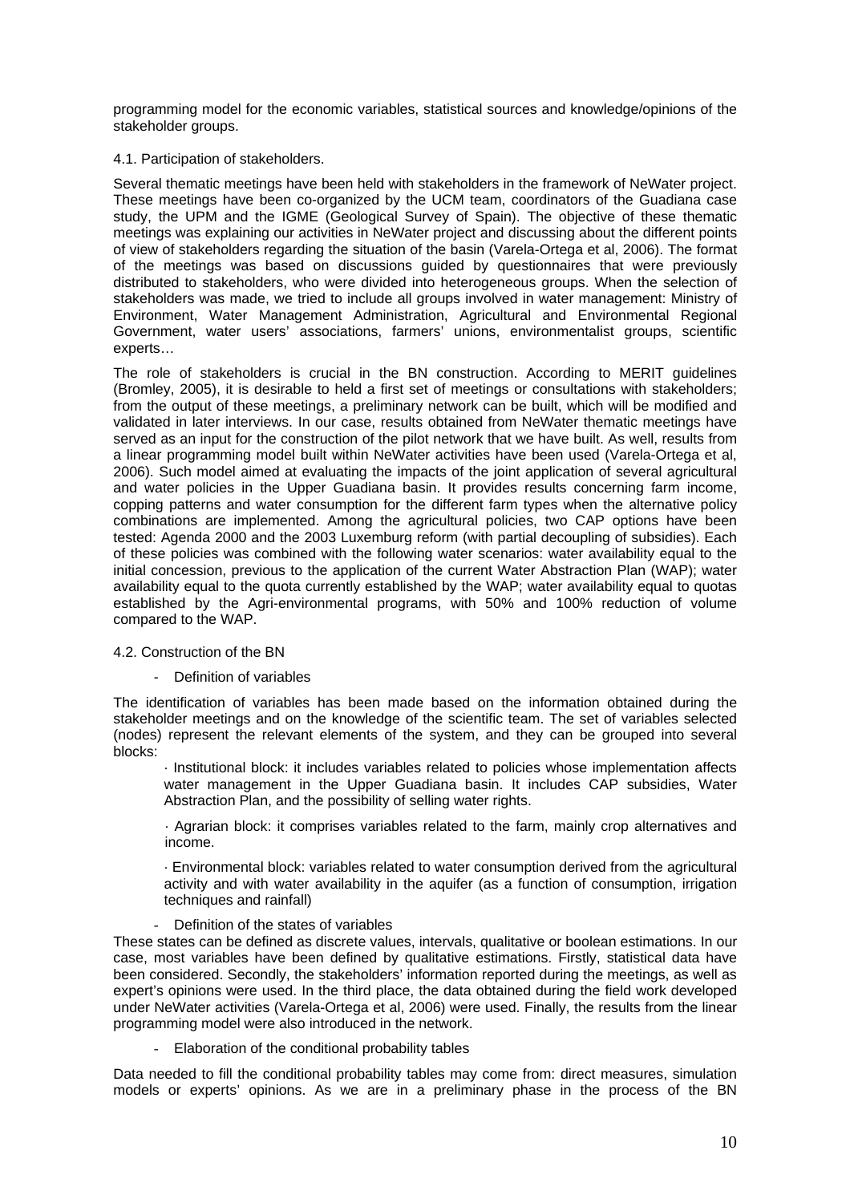programming model for the economic variables, statistical sources and knowledge/opinions of the stakeholder groups.

### 4.1. Participation of stakeholders.

Several thematic meetings have been held with stakeholders in the framework of NeWater project. These meetings have been co-organized by the UCM team, coordinators of the Guadiana case study, the UPM and the IGME (Geological Survey of Spain). The objective of these thematic meetings was explaining our activities in NeWater project and discussing about the different points of view of stakeholders regarding the situation of the basin (Varela-Ortega et al, 2006). The format of the meetings was based on discussions guided by questionnaires that were previously distributed to stakeholders, who were divided into heterogeneous groups. When the selection of stakeholders was made, we tried to include all groups involved in water management: Ministry of Environment, Water Management Administration, Agricultural and Environmental Regional Government, water users' associations, farmers' unions, environmentalist groups, scientific experts…

The role of stakeholders is crucial in the BN construction. According to MERIT guidelines (Bromley, 2005), it is desirable to held a first set of meetings or consultations with stakeholders; from the output of these meetings, a preliminary network can be built, which will be modified and validated in later interviews. In our case, results obtained from NeWater thematic meetings have served as an input for the construction of the pilot network that we have built. As well, results from a linear programming model built within NeWater activities have been used (Varela-Ortega et al, 2006). Such model aimed at evaluating the impacts of the joint application of several agricultural and water policies in the Upper Guadiana basin. It provides results concerning farm income, copping patterns and water consumption for the different farm types when the alternative policy combinations are implemented. Among the agricultural policies, two CAP options have been tested: Agenda 2000 and the 2003 Luxemburg reform (with partial decoupling of subsidies). Each of these policies was combined with the following water scenarios: water availability equal to the initial concession, previous to the application of the current Water Abstraction Plan (WAP); water availability equal to the quota currently established by the WAP; water availability equal to quotas established by the Agri-environmental programs, with 50% and 100% reduction of volume compared to the WAP.

### 4.2. Construction of the BN

- Definition of variables

The identification of variables has been made based on the information obtained during the stakeholder meetings and on the knowledge of the scientific team. The set of variables selected (nodes) represent the relevant elements of the system, and they can be grouped into several blocks:

· Institutional block: it includes variables related to policies whose implementation affects water management in the Upper Guadiana basin. It includes CAP subsidies, Water Abstraction Plan, and the possibility of selling water rights.

· Agrarian block: it comprises variables related to the farm, mainly crop alternatives and income.

· Environmental block: variables related to water consumption derived from the agricultural activity and with water availability in the aquifer (as a function of consumption, irrigation techniques and rainfall)

- Definition of the states of variables

These states can be defined as discrete values, intervals, qualitative or boolean estimations. In our case, most variables have been defined by qualitative estimations. Firstly, statistical data have been considered. Secondly, the stakeholders' information reported during the meetings, as well as expert's opinions were used. In the third place, the data obtained during the field work developed under NeWater activities (Varela-Ortega et al, 2006) were used. Finally, the results from the linear programming model were also introduced in the network.

- Elaboration of the conditional probability tables

Data needed to fill the conditional probability tables may come from: direct measures, simulation models or experts' opinions. As we are in a preliminary phase in the process of the BN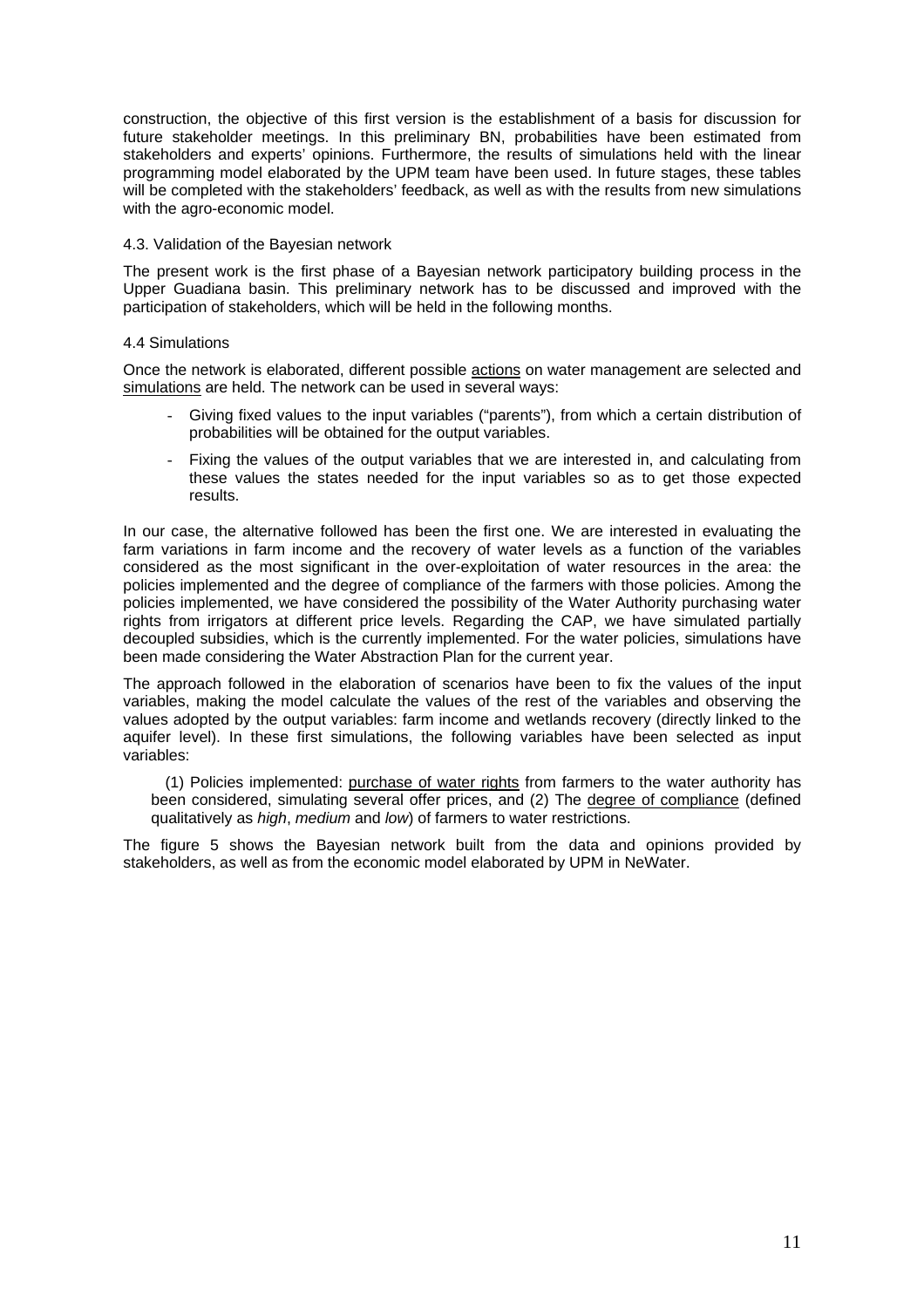construction, the objective of this first version is the establishment of a basis for discussion for future stakeholder meetings. In this preliminary BN, probabilities have been estimated from stakeholders and experts' opinions. Furthermore, the results of simulations held with the linear programming model elaborated by the UPM team have been used. In future stages, these tables will be completed with the stakeholders' feedback, as well as with the results from new simulations with the agro-economic model.

### 4.3. Validation of the Bayesian network

The present work is the first phase of a Bayesian network participatory building process in the Upper Guadiana basin. This preliminary network has to be discussed and improved with the participation of stakeholders, which will be held in the following months.

### 4.4 Simulations

Once the network is elaborated, different possible <u>actions</u> on water management are selected and <u>simulations</u> are held. The network can be used in several ways:

- Giving fixed values to the input variables ("parents"), from which a certain distribution of probabilities will be obtained for the output variables.
- Fixing the values of the output variables that we are interested in, and calculating from these values the states needed for the input variables so as to get those expected results.

In our case, the alternative followed has been the first one. We are interested in evaluating the farm variations in farm income and the recovery of water levels as a function of the variables considered as the most significant in the over-exploitation of water resources in the area: the policies implemented and the degree of compliance of the farmers with those policies. Among the policies implemented, we have considered the possibility of the Water Authority purchasing water rights from irrigators at different price levels. Regarding the CAP, we have simulated partially decoupled subsidies, which is the currently implemented. For the water policies, simulations have been made considering the Water Abstraction Plan for the current year.

The approach followed in the elaboration of scenarios have been to fix the values of the input variables, making the model calculate the values of the rest of the variables and observing the values adopted by the output variables: farm income and wetlands recovery (directly linked to the aquifer level). In these first simulations, the following variables have been selected as input variables:

(1) Policies implemented: <u>purchase of water rights</u> from farmers to the water authority has been considered, simulating several offer prices, and (2) The <u>degree of compliance</u> (defined qualitatively as *high*, *medium* and *low*) of farmers to water restrictions.

The figure 5 shows the Bayesian network built from the data and opinions provided by stakeholders, as well as from the economic model elaborated by UPM in NeWater.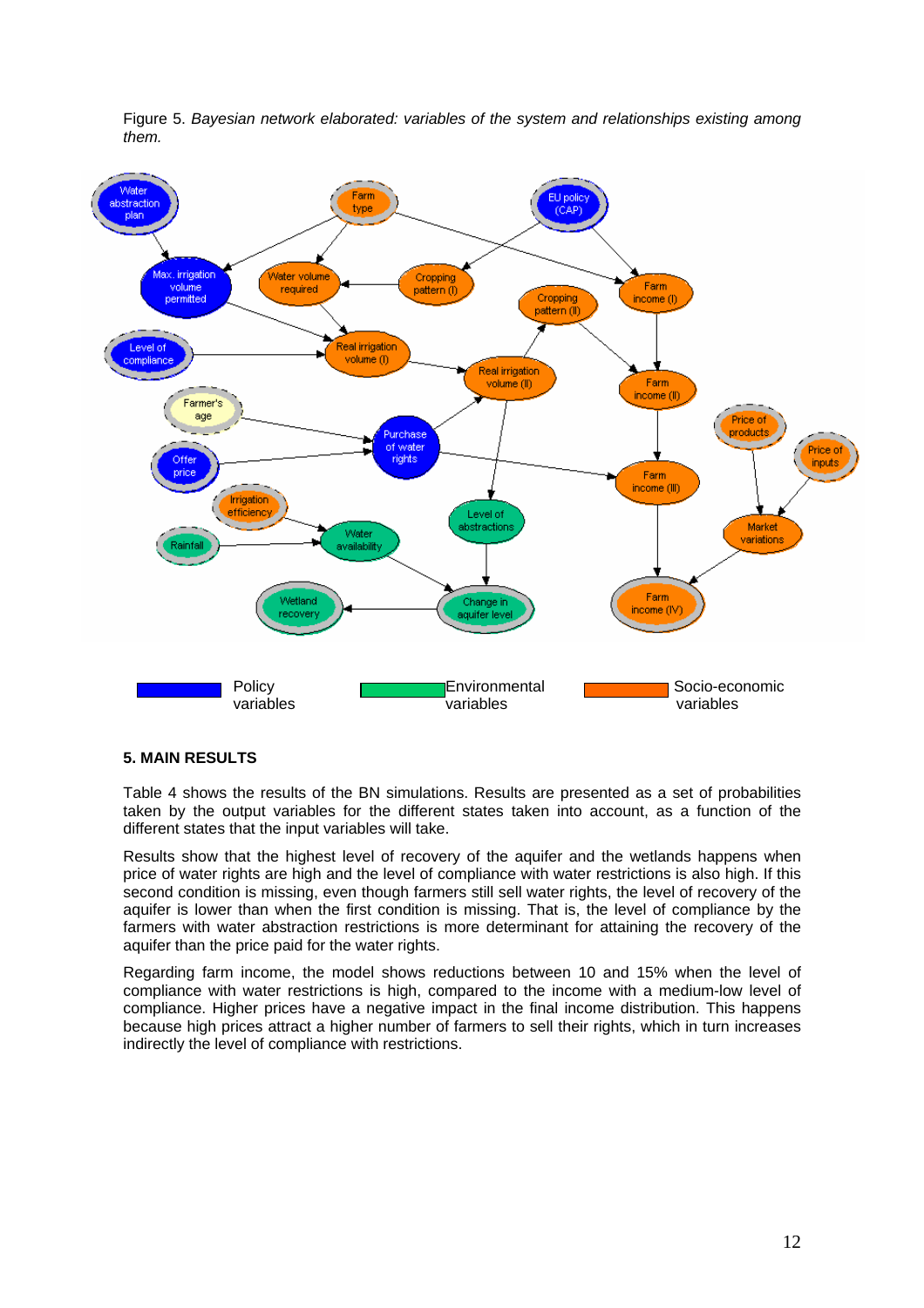Figure 5. *Bayesian network elaborated: variables of the system and relationships existing among them.*

### 5. MAIN RESULTS

Table 4 shows the results of the BN simulations. Results are presented as a set of probabilities taken by the output variables for the different states taken into account, as a function of the different states that the input variables will take.

Results show that the highest level of recovery of the aquifer and the wetlands happens when price of water rights are high and the level of compliance with water restrictions is also high. If this second condition is missing, even though farmers still sell water rights, the level of recovery of the aquifer is lower than when the first condition is missing. That is, the level of compliance by the farmers with water abstraction restrictions is more determinant for attaining the recovery of the aquifer than the price paid for the water rights.

Regarding farm income, the model shows reductions between 10 and 15% when the level of compliance with water restrictions is high, compared to the income with a medium-low level of compliance. Higher prices have a negative impact in the final income distribution. This happens because high prices attract a higher number of farmers to sell their rights, which in turn increases indirectly the level of compliance with restrictions.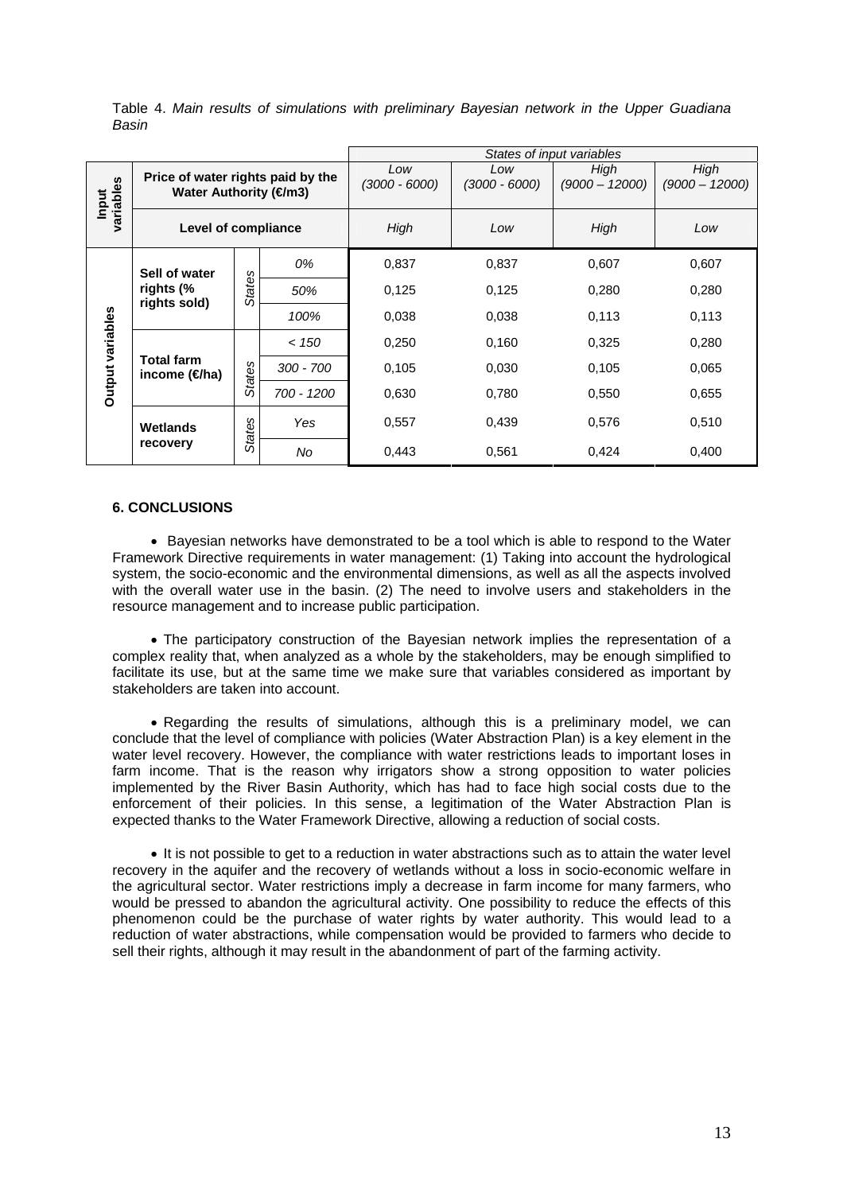Table 4. *Main results of simulations with preliminary Bayesian network in the Upper Guadiana Basin*

| | | | | *States of input variables* | | | |
|---|---|---|---|---|---|---|---|
| **Input variables** | **Price of water rights paid by the Water Authority (€/m3)** | | | *Low (3000 - 6000)* | *Low (3000 - 6000)* | *High (9000 – 12000)* | *High (9000 – 12000)* |
| | **Level of compliance** | | | *High* | *Low* | *High* | *Low* |
| **Output variables** | **Sell of water rights (% rights sold)** | *States* | *0%* | 0,837 | 0,837 | 0,607 | 0,607 |
| | | | *50%* | 0,125 | 0,125 | 0,280 | 0,280 |
| | | | *100%* | 0,038 | 0,038 | 0,113 | 0,113 |
| | **Total farm income (€/ha)** | *States* | *< 150* | 0,250 | 0,160 | 0,325 | 0,280 |
| | | | *300 - 700* | 0,105 | 0,030 | 0,105 | 0,065 |
| | | | *700 - 1200* | 0,630 | 0,780 | 0,550 | 0,655 |
| | **Wetlands recovery** | *States* | *Yes* | 0,557 | 0,439 | 0,576 | 0,510 |
| | | | *No* | 0,443 | 0,561 | 0,424 | 0,400 |

## 6. CONCLUSIONS

- Bayesian networks have demonstrated to be a tool which is able to respond to the Water Framework Directive requirements in water management: (1) Taking into account the hydrological system, the socio-economic and the environmental dimensions, as well as all the aspects involved with the overall water use in the basin. (2) The need to involve users and stakeholders in the resource management and to increase public participation.

- The participatory construction of the Bayesian network implies the representation of a complex reality that, when analyzed as a whole by the stakeholders, may be enough simplified to facilitate its use, but at the same time we make sure that variables considered as important by stakeholders are taken into account.

- Regarding the results of simulations, although this is a preliminary model, we can conclude that the level of compliance with policies (Water Abstraction Plan) is a key element in the water level recovery. However, the compliance with water restrictions leads to important loses in farm income. That is the reason why irrigators show a strong opposition to water policies implemented by the River Basin Authority, which has had to face high social costs due to the enforcement of their policies. In this sense, a legitimation of the Water Abstraction Plan is expected thanks to the Water Framework Directive, allowing a reduction of social costs.

- It is not possible to get to a reduction in water abstractions such as to attain the water level recovery in the aquifer and the recovery of wetlands without a loss in socio-economic welfare in the agricultural sector. Water restrictions imply a decrease in farm income for many farmers, who would be pressed to abandon the agricultural activity. One possibility to reduce the effects of this phenomenon could be the purchase of water rights by water authority. This would lead to a reduction of water abstractions, while compensation would be provided to farmers who decide to sell their rights, although it may result in the abandonment of part of the farming activity.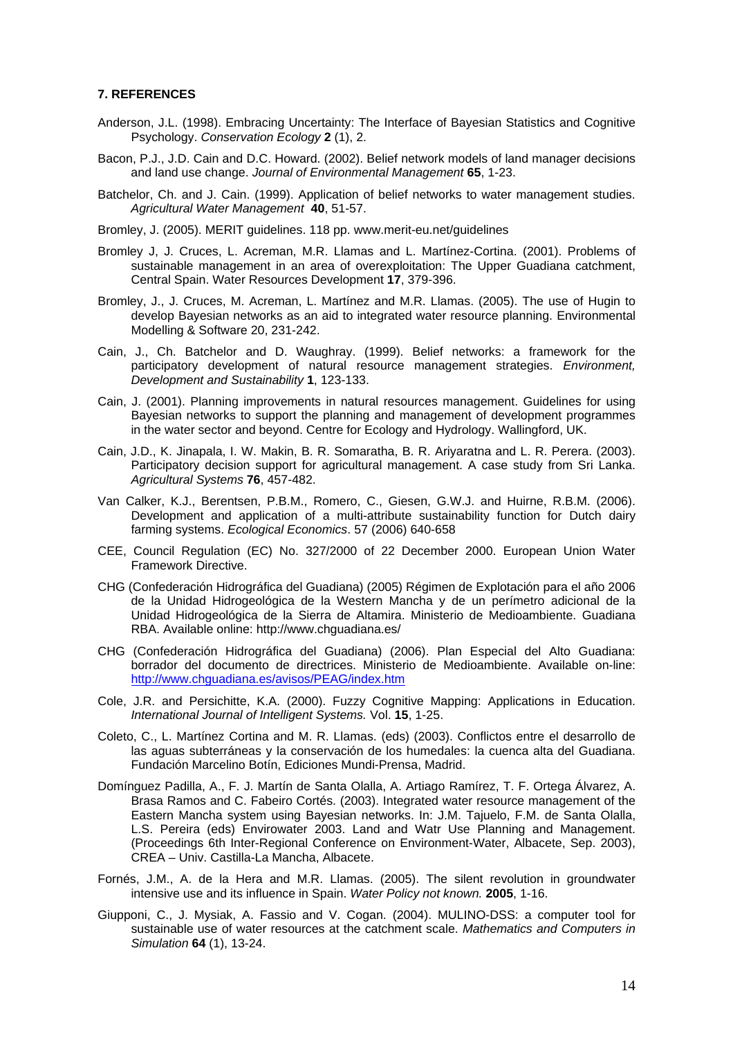### 7. REFERENCES

Anderson, J.L. (1998). Embracing Uncertainty: The Interface of Bayesian Statistics and Cognitive Psychology. *Conservation Ecology* **2** (1), 2.

Bacon, P.J., J.D. Cain and D.C. Howard. (2002). Belief network models of land manager decisions and land use change. *Journal of Environmental Management* **65**, 1-23.

Batchelor, Ch. and J. Cain. (1999). Application of belief networks to water management studies. *Agricultural Water Management* **40**, 51-57.

Bromley, J. (2005). MERIT guidelines. 118 pp. www.merit-eu.net/guidelines

Bromley J, J. Cruces, L. Acreman, M.R. Llamas and L. Martínez-Cortina. (2001). Problems of sustainable management in an area of overexploitation: The Upper Guadiana catchment, Central Spain. Water Resources Development **17**, 379-396.

Bromley, J., J. Cruces, M. Acreman, L. Martínez and M.R. Llamas. (2005). The use of Hugin to develop Bayesian networks as an aid to integrated water resource planning. Environmental Modelling & Software 20, 231-242.

Cain, J., Ch. Batchelor and D. Waughray. (1999). Belief networks: a framework for the participatory development of natural resource management strategies. *Environment, Development and Sustainability* **1**, 123-133.

Cain, J. (2001). Planning improvements in natural resources management. Guidelines for using Bayesian networks to support the planning and management of development programmes in the water sector and beyond. Centre for Ecology and Hydrology. Wallingford, UK.

Cain, J.D., K. Jinapala, I. W. Makin, B. R. Somaratha, B. R. Ariyaratna and L. R. Perera. (2003). Participatory decision support for agricultural management. A case study from Sri Lanka. *Agricultural Systems* **76**, 457-482.

Van Calker, K.J., Berentsen, P.B.M., Romero, C., Giesen, G.W.J. and Huirne, R.B.M. (2006). Development and application of a multi-attribute sustainability function for Dutch dairy farming systems. *Ecological Economics*. 57 (2006) 640-658

CEE, Council Regulation (EC) No. 327/2000 of 22 December 2000. European Union Water Framework Directive.

CHG (Confederación Hidrográfica del Guadiana) (2005) Régimen de Explotación para el año 2006 de la Unidad Hidrogeológica de la Western Mancha y de un perímetro adicional de la Unidad Hidrogeológica de la Sierra de Altamira. Ministerio de Medioambiente. Guadiana RBA. Available online: http://www.chguadiana.es/

CHG (Confederación Hidrográfica del Guadiana) (2006). Plan Especial del Alto Guadiana: borrador del documento de directrices. Ministerio de Medioambiente. Available on-line: http://www.chguadiana.es/avisos/PEAG/index.htm

Cole, J.R. and Persichitte, K.A. (2000). Fuzzy Cognitive Mapping: Applications in Education. *International Journal of Intelligent Systems.* Vol. **15**, 1-25.

Coleto, C., L. Martínez Cortina and M. R. Llamas. (eds) (2003). Conflictos entre el desarrollo de las aguas subterráneas y la conservación de los humedales: la cuenca alta del Guadiana. Fundación Marcelino Botín, Ediciones Mundi-Prensa, Madrid.

Domínguez Padilla, A., F. J. Martín de Santa Olalla, A. Artiago Ramírez, T. F. Ortega Álvarez, A. Brasa Ramos and C. Fabeiro Cortés. (2003). Integrated water resource management of the Eastern Mancha system using Bayesian networks. In: J.M. Tajuelo, F.M. de Santa Olalla, L.S. Pereira (eds) Envirowater 2003. Land and Watr Use Planning and Management. (Proceedings 6th Inter-Regional Conference on Environment-Water, Albacete, Sep. 2003), CREA – Univ. Castilla-La Mancha, Albacete.

Fornés, J.M., A. de la Hera and M.R. Llamas. (2005). The silent revolution in groundwater intensive use and its influence in Spain. *Water Policy not known.* **2005**, 1-16.

Giupponi, C., J. Mysiak, A. Fassio and V. Cogan. (2004). MULINO-DSS: a computer tool for sustainable use of water resources at the catchment scale. *Mathematics and Computers in Simulation* **64** (1), 13-24.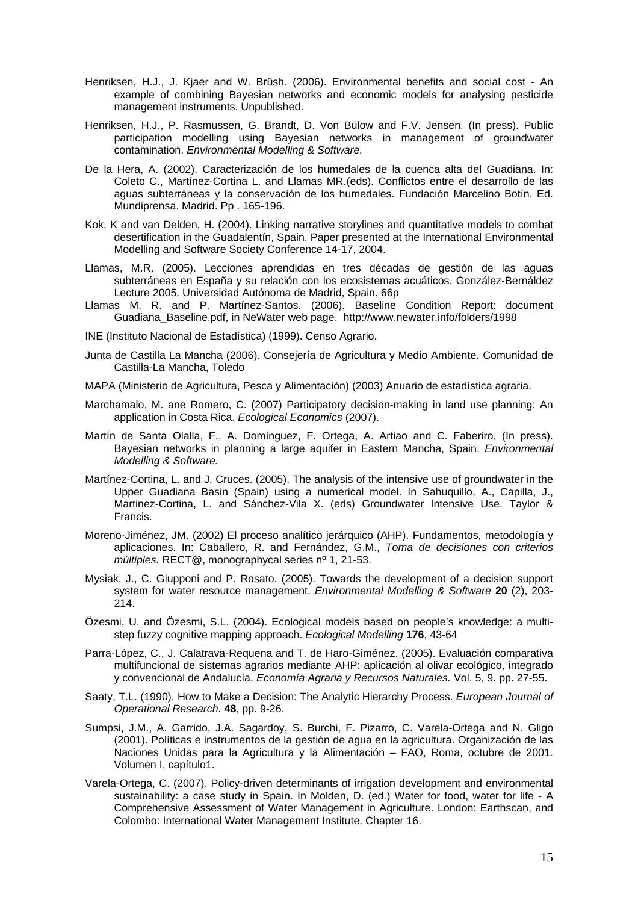Henriksen, H.J., J. Kjaer and W. Brüsh. (2006). Environmental benefits and social cost - An example of combining Bayesian networks and economic models for analysing pesticide management instruments. Unpublished.

Henriksen, H.J., P. Rasmussen, G. Brandt, D. Von Bülow and F.V. Jensen. (In press). Public participation modelling using Bayesian networks in management of groundwater contamination. *Environmental Modelling & Software.*

De la Hera, A. (2002). Caracterización de los humedales de la cuenca alta del Guadiana. In: Coleto C., Martínez-Cortina L. and Llamas MR.(eds). Conflictos entre el desarrollo de las aguas subterráneas y la conservación de los humedales. Fundación Marcelino Botín. Ed. Mundiprensa. Madrid. Pp . 165-196.

Kok, K and van Delden, H. (2004). Linking narrative storylines and quantitative models to combat desertification in the Guadalentín, Spain. Paper presented at the International Environmental Modelling and Software Society Conference 14-17, 2004.

Llamas, M.R. (2005). Lecciones aprendidas en tres décadas de gestión de las aguas subterráneas en España y su relación con los ecosistemas acuáticos. González-Bernáldez Lecture 2005. Universidad Autónoma de Madrid, Spain. 66p

Llamas M. R. and P. Martínez-Santos. (2006). Baseline Condition Report: document Guadiana_Baseline.pdf, in NeWater web page. http://www.newater.info/folders/1998

INE (Instituto Nacional de Estadística) (1999). Censo Agrario.

Junta de Castilla La Mancha (2006). Consejería de Agricultura y Medio Ambiente. Comunidad de Castilla-La Mancha, Toledo

MAPA (Ministerio de Agricultura, Pesca y Alimentación) (2003) Anuario de estadística agraria.

Marchamalo, M. ane Romero, C. (2007) Participatory decision-making in land use planning: An application in Costa Rica. *Ecological Economics* (2007).

Martín de Santa Olalla, F., A. Domínguez, F. Ortega, A. Artiao and C. Faberiro. (In press). Bayesian networks in planning a large aquifer in Eastern Mancha, Spain. *Environmental Modelling & Software.*

Martínez-Cortina, L. and J. Cruces. (2005). The analysis of the intensive use of groundwater in the Upper Guadiana Basin (Spain) using a numerical model. In Sahuquillo, A., Capilla, J., Martinez-Cortina, L. and Sánchez-Vila X. (eds) Groundwater Intensive Use. Taylor & Francis.

Moreno-Jiménez, JM. (2002) El proceso analítico jerárquico (AHP). Fundamentos, metodología y aplicaciones. In: Caballero, R. and Fernández, G.M., *Toma de decisiones con criterios múltiples.* RECT@, monographycal series nº 1, 21-53.

Mysiak, J., C. Giupponi and P. Rosato. (2005). Towards the development of a decision support system for water resource management. *Environmental Modelling & Software* **20** (2), 203-214.

Özesmi, U. and Özesmi, S.L. (2004). Ecological models based on people's knowledge: a multi-step fuzzy cognitive mapping approach. *Ecological Modelling* **176**, 43-64

Parra-López, C., J. Calatrava-Requena and T. de Haro-Giménez. (2005). Evaluación comparativa multifuncional de sistemas agrarios mediante AHP: aplicación al olivar ecológico, integrado y convencional de Andalucía. *Economía Agraria y Recursos Naturales.* Vol. 5, 9. pp. 27-55.

Saaty, T.L. (1990). How to Make a Decision: The Analytic Hierarchy Process. *European Journal of Operational Research.* **48**, pp. 9-26.

Sumpsi, J.M., A. Garrido, J.A. Sagardoy, S. Burchi, F. Pizarro, C. Varela-Ortega and N. Gligo (2001). Políticas e instrumentos de la gestión de agua en la agricultura. Organización de las Naciones Unidas para la Agricultura y la Alimentación – FAO, Roma, octubre de 2001. Volumen I, capítulo1.

Varela-Ortega, C. (2007). Policy-driven determinants of irrigation development and environmental sustainability: a case study in Spain. In Molden, D. (ed.) Water for food, water for life - A Comprehensive Assessment of Water Management in Agriculture. London: Earthscan, and Colombo: International Water Management Institute. Chapter 16.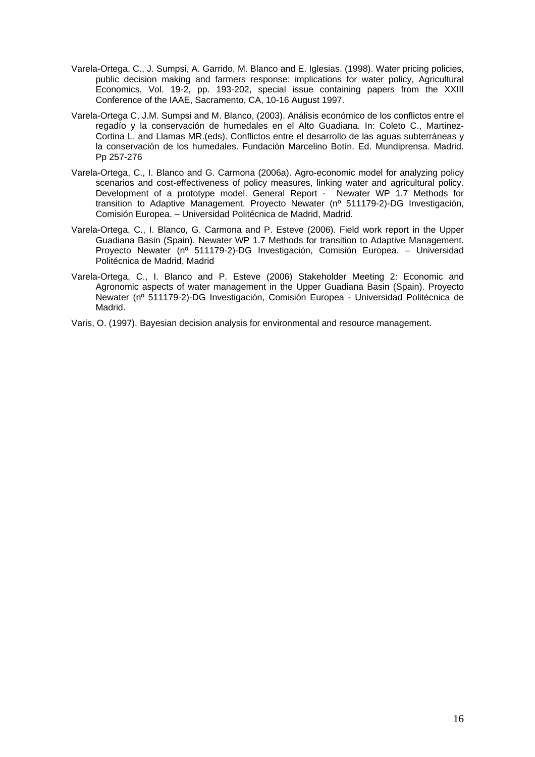Varela-Ortega, C., J. Sumpsi, A. Garrido, M. Blanco and E. Iglesias. (1998). Water pricing policies, public decision making and farmers response: implications for water policy, Agricultural Economics, Vol. 19-2, pp. 193-202, special issue containing papers from the XXIII Conference of the IAAE, Sacramento, CA, 10-16 August 1997.

Varela-Ortega C, J.M. Sumpsi and M. Blanco, (2003). Análisis económico de los conflictos entre el regadío y la conservación de humedales en el Alto Guadiana. In: Coleto C., Martinez-Cortina L. and Llamas MR.(eds). Conflictos entre el desarrollo de las aguas subterráneas y la conservación de los humedales. Fundación Marcelino Botín. Ed. Mundiprensa. Madrid. Pp 257-276

Varela-Ortega, C., I. Blanco and G. Carmona (2006a). Agro-economic model for analyzing policy scenarios and cost-effectiveness of policy measures, linking water and agricultural policy. Development of a prototype model. General Report - Newater WP 1.7 Methods for transition to Adaptive Management. Proyecto Newater (nº 511179-2)-DG Investigación, Comisión Europea. – Universidad Politécnica de Madrid, Madrid.

Varela-Ortega, C., I. Blanco, G. Carmona and P. Esteve (2006). Field work report in the Upper Guadiana Basin (Spain). Newater WP 1.7 Methods for transition to Adaptive Management. Proyecto Newater (nº 511179-2)-DG Investigación, Comisión Europea. – Universidad Politécnica de Madrid, Madrid

Varela-Ortega, C., I. Blanco and P. Esteve (2006) Stakeholder Meeting 2: Economic and Agronomic aspects of water management in the Upper Guadiana Basin (Spain). Proyecto Newater (nº 511179-2)-DG Investigación, Comisión Europea - Universidad Politécnica de Madrid.

Varis, O. (1997). Bayesian decision analysis for environmental and resource management.